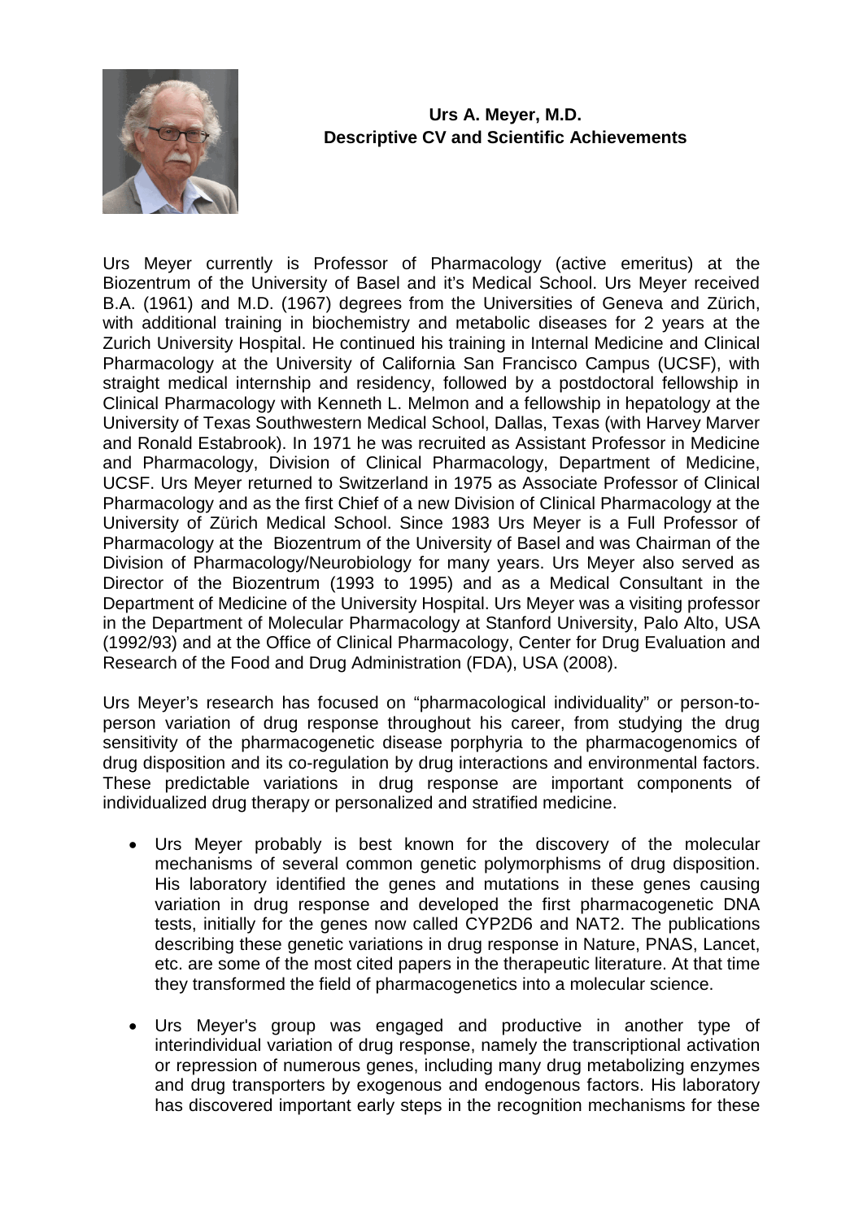**Urs A. Meyer, M.D.**
**Descriptive CV and Scientific Achievements**

Urs Meyer currently is Professor of Pharmacology (active emeritus) at the Biozentrum of the University of Basel and it's Medical School. Urs Meyer received B.A. (1961) and M.D. (1967) degrees from the Universities of Geneva and Zürich, with additional training in biochemistry and metabolic diseases for 2 years at the Zurich University Hospital. He continued his training in Internal Medicine and Clinical Pharmacology at the University of California San Francisco Campus (UCSF), with straight medical internship and residency, followed by a postdoctoral fellowship in Clinical Pharmacology with Kenneth L. Melmon and a fellowship in hepatology at the University of Texas Southwestern Medical School, Dallas, Texas (with Harvey Marver and Ronald Estabrook). In 1971 he was recruited as Assistant Professor in Medicine and Pharmacology, Division of Clinical Pharmacology, Department of Medicine, UCSF. Urs Meyer returned to Switzerland in 1975 as Associate Professor of Clinical Pharmacology and as the first Chief of a new Division of Clinical Pharmacology at the University of Zürich Medical School. Since 1983 Urs Meyer is a Full Professor of Pharmacology at the Biozentrum of the University of Basel and was Chairman of the Division of Pharmacology/Neurobiology for many years. Urs Meyer also served as Director of the Biozentrum (1993 to 1995) and as a Medical Consultant in the Department of Medicine of the University Hospital. Urs Meyer was a visiting professor in the Department of Molecular Pharmacology at Stanford University, Palo Alto, USA (1992/93) and at the Office of Clinical Pharmacology, Center for Drug Evaluation and Research of the Food and Drug Administration (FDA), USA (2008).

Urs Meyer's research has focused on "pharmacological individuality" or person-to-person variation of drug response throughout his career, from studying the drug sensitivity of the pharmacogenetic disease porphyria to the pharmacogenomics of drug disposition and its co-regulation by drug interactions and environmental factors. These predictable variations in drug response are important components of individualized drug therapy or personalized and stratified medicine.

- Urs Meyer probably is best known for the discovery of the molecular mechanisms of several common genetic polymorphisms of drug disposition. His laboratory identified the genes and mutations in these genes causing variation in drug response and developed the first pharmacogenetic DNA tests, initially for the genes now called CYP2D6 and NAT2. The publications describing these genetic variations in drug response in Nature, PNAS, Lancet, etc. are some of the most cited papers in the therapeutic literature. At that time they transformed the field of pharmacogenetics into a molecular science.

- Urs Meyer's group was engaged and productive in another type of interindividual variation of drug response, namely the transcriptional activation or repression of numerous genes, including many drug metabolizing enzymes and drug transporters by exogenous and endogenous factors. His laboratory has discovered important early steps in the recognition mechanisms for these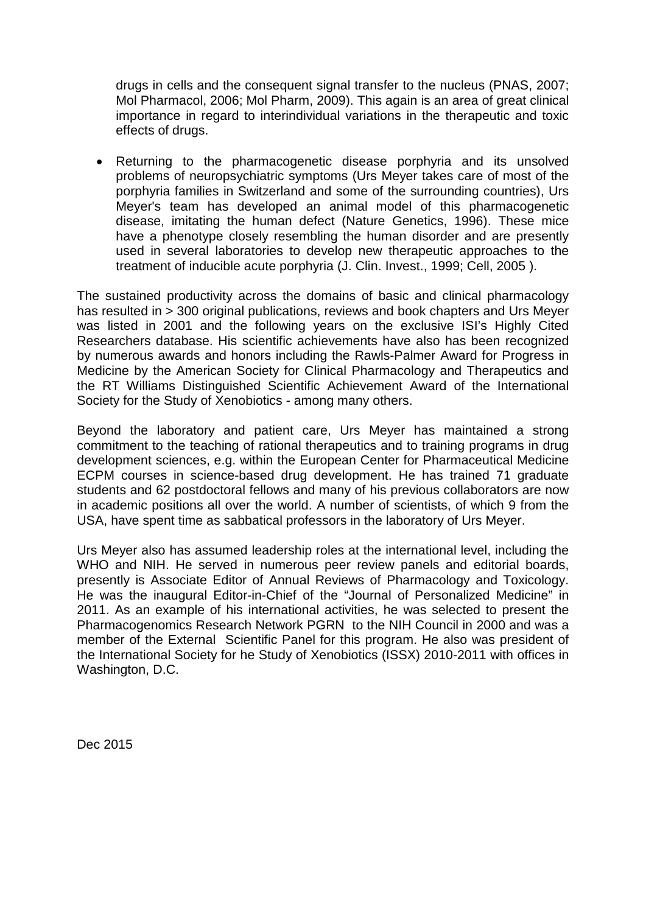drugs in cells and the consequent signal transfer to the nucleus (PNAS, 2007; Mol Pharmacol, 2006; Mol Pharm, 2009). This again is an area of great clinical importance in regard to interindividual variations in the therapeutic and toxic effects of drugs.

- Returning to the pharmacogenetic disease porphyria and its unsolved problems of neuropsychiatric symptoms (Urs Meyer takes care of most of the porphyria families in Switzerland and some of the surrounding countries), Urs Meyer's team has developed an animal model of this pharmacogenetic disease, imitating the human defect (Nature Genetics, 1996). These mice have a phenotype closely resembling the human disorder and are presently used in several laboratories to develop new therapeutic approaches to the treatment of inducible acute porphyria (J. Clin. Invest., 1999; Cell, 2005 ).

The sustained productivity across the domains of basic and clinical pharmacology has resulted in > 300 original publications, reviews and book chapters and Urs Meyer was listed in 2001 and the following years on the exclusive ISI's Highly Cited Researchers database. His scientific achievements have also has been recognized by numerous awards and honors including the Rawls-Palmer Award for Progress in Medicine by the American Society for Clinical Pharmacology and Therapeutics and the RT Williams Distinguished Scientific Achievement Award of the International Society for the Study of Xenobiotics - among many others.

Beyond the laboratory and patient care, Urs Meyer has maintained a strong commitment to the teaching of rational therapeutics and to training programs in drug development sciences, e.g. within the European Center for Pharmaceutical Medicine ECPM courses in science-based drug development. He has trained 71 graduate students and 62 postdoctoral fellows and many of his previous collaborators are now in academic positions all over the world. A number of scientists, of which 9 from the USA, have spent time as sabbatical professors in the laboratory of Urs Meyer.

Urs Meyer also has assumed leadership roles at the international level, including the WHO and NIH. He served in numerous peer review panels and editorial boards, presently is Associate Editor of Annual Reviews of Pharmacology and Toxicology. He was the inaugural Editor-in-Chief of the "Journal of Personalized Medicine" in 2011. As an example of his international activities, he was selected to present the Pharmacogenomics Research Network PGRN to the NIH Council in 2000 and was a member of the External Scientific Panel for this program. He also was president of the International Society for he Study of Xenobiotics (ISSX) 2010-2011 with offices in Washington, D.C.

Dec 2015